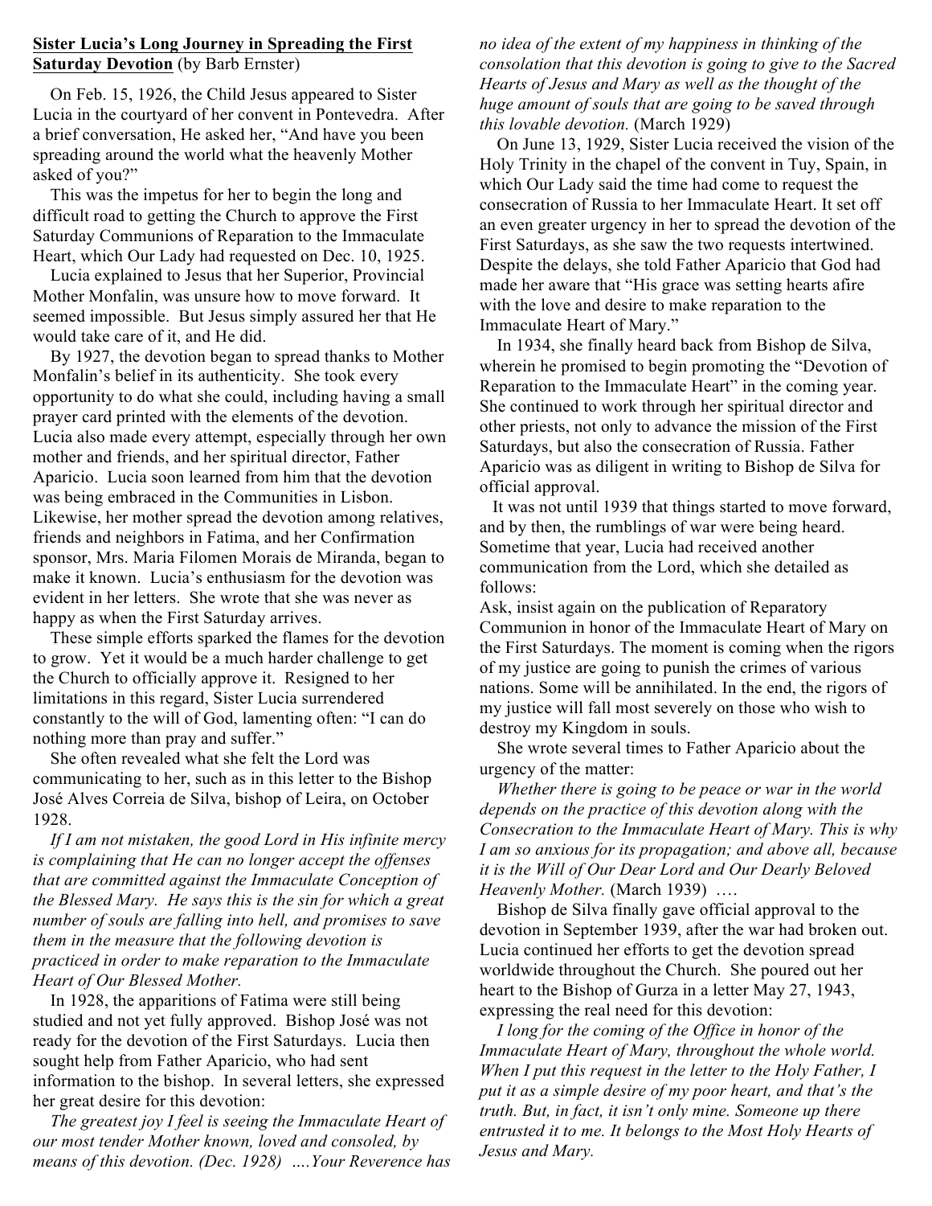**Sister Lucia's Long Journey in Spreading the First Saturday Devotion** (by Barb Ernster)

On Feb. 15, 1926, the Child Jesus appeared to Sister Lucia in the courtyard of her convent in Pontevedra. After a brief conversation, He asked her, "And have you been spreading around the world what the heavenly Mother asked of you?"

This was the impetus for her to begin the long and difficult road to getting the Church to approve the First Saturday Communions of Reparation to the Immaculate Heart, which Our Lady had requested on Dec. 10, 1925.

Lucia explained to Jesus that her Superior, Provincial Mother Monfalin, was unsure how to move forward. It seemed impossible. But Jesus simply assured her that He would take care of it, and He did.

By 1927, the devotion began to spread thanks to Mother Monfalin's belief in its authenticity. She took every opportunity to do what she could, including having a small prayer card printed with the elements of the devotion. Lucia also made every attempt, especially through her own mother and friends, and her spiritual director, Father Aparicio. Lucia soon learned from him that the devotion was being embraced in the Communities in Lisbon. Likewise, her mother spread the devotion among relatives, friends and neighbors in Fatima, and her Confirmation sponsor, Mrs. Maria Filomen Morais de Miranda, began to make it known. Lucia's enthusiasm for the devotion was evident in her letters. She wrote that she was never as happy as when the First Saturday arrives.

These simple efforts sparked the flames for the devotion to grow. Yet it would be a much harder challenge to get the Church to officially approve it. Resigned to her limitations in this regard, Sister Lucia surrendered constantly to the will of God, lamenting often: "I can do nothing more than pray and suffer."

She often revealed what she felt the Lord was communicating to her, such as in this letter to the Bishop José Alves Correia de Silva, bishop of Leira, on October 1928.

*If I am not mistaken, the good Lord in His infinite mercy is complaining that He can no longer accept the offenses that are committed against the Immaculate Conception of the Blessed Mary. He says this is the sin for which a great number of souls are falling into hell, and promises to save them in the measure that the following devotion is practiced in order to make reparation to the Immaculate Heart of Our Blessed Mother.*

In 1928, the apparitions of Fatima were still being studied and not yet fully approved. Bishop José was not ready for the devotion of the First Saturdays. Lucia then sought help from Father Aparicio, who had sent information to the bishop. In several letters, she expressed her great desire for this devotion:

*The greatest joy I feel is seeing the Immaculate Heart of our most tender Mother known, loved and consoled, by means of this devotion. (Dec. 1928) ….Your Reverence has no idea of the extent of my happiness in thinking of the consolation that this devotion is going to give to the Sacred Hearts of Jesus and Mary as well as the thought of the huge amount of souls that are going to be saved through this lovable devotion.* (March 1929)

On June 13, 1929, Sister Lucia received the vision of the Holy Trinity in the chapel of the convent in Tuy, Spain, in which Our Lady said the time had come to request the consecration of Russia to her Immaculate Heart. It set off an even greater urgency in her to spread the devotion of the First Saturdays, as she saw the two requests intertwined. Despite the delays, she told Father Aparicio that God had made her aware that "His grace was setting hearts afire with the love and desire to make reparation to the Immaculate Heart of Mary."

In 1934, she finally heard back from Bishop de Silva, wherein he promised to begin promoting the "Devotion of Reparation to the Immaculate Heart" in the coming year. She continued to work through her spiritual director and other priests, not only to advance the mission of the First Saturdays, but also the consecration of Russia. Father Aparicio was as diligent in writing to Bishop de Silva for official approval.

It was not until 1939 that things started to move forward, and by then, the rumblings of war were being heard. Sometime that year, Lucia had received another communication from the Lord, which she detailed as follows:

Ask, insist again on the publication of Reparatory Communion in honor of the Immaculate Heart of Mary on the First Saturdays. The moment is coming when the rigors of my justice are going to punish the crimes of various nations. Some will be annihilated. In the end, the rigors of my justice will fall most severely on those who wish to destroy my Kingdom in souls.

She wrote several times to Father Aparicio about the urgency of the matter:

*Whether there is going to be peace or war in the world depends on the practice of this devotion along with the Consecration to the Immaculate Heart of Mary. This is why I am so anxious for its propagation; and above all, because it is the Will of Our Dear Lord and Our Dearly Beloved Heavenly Mother.* (March 1939) ….

Bishop de Silva finally gave official approval to the devotion in September 1939, after the war had broken out. Lucia continued her efforts to get the devotion spread worldwide throughout the Church. She poured out her heart to the Bishop of Gurza in a letter May 27, 1943, expressing the real need for this devotion:

*I long for the coming of the Office in honor of the Immaculate Heart of Mary, throughout the whole world. When I put this request in the letter to the Holy Father, I put it as a simple desire of my poor heart, and that's the truth. But, in fact, it isn't only mine. Someone up there entrusted it to me. It belongs to the Most Holy Hearts of Jesus and Mary.*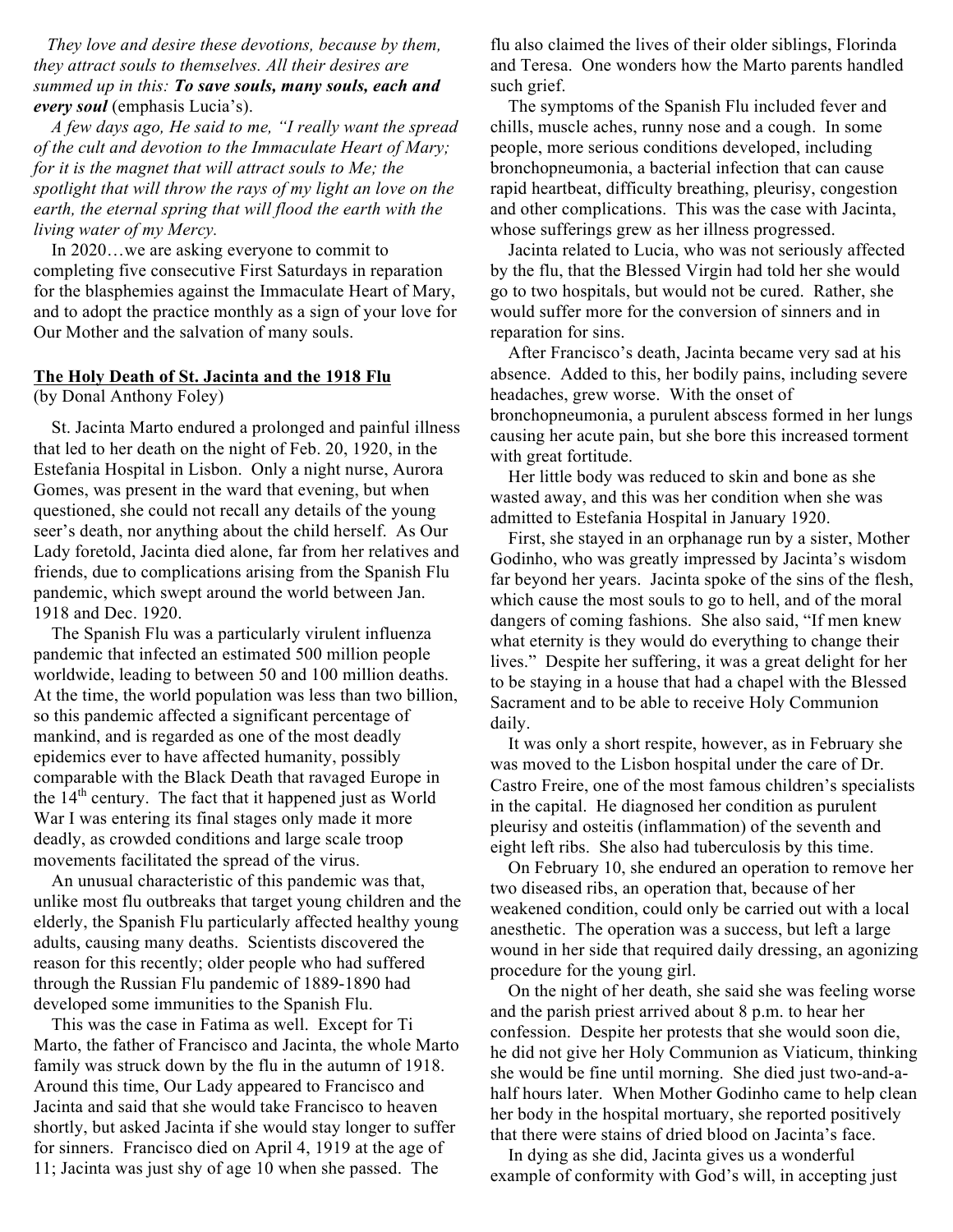*They love and desire these devotions, because by them, they attract souls to themselves. All their desires are summed up in this:* ***To save souls, many souls, each and every soul*** (emphasis Lucia's).

*A few days ago, He said to me, "I really want the spread of the cult and devotion to the Immaculate Heart of Mary; for it is the magnet that will attract souls to Me; the spotlight that will throw the rays of my light an love on the earth, the eternal spring that will flood the earth with the living water of my Mercy.*

In 2020…we are asking everyone to commit to completing five consecutive First Saturdays in reparation for the blasphemies against the Immaculate Heart of Mary, and to adopt the practice monthly as a sign of your love for Our Mother and the salvation of many souls.

## The Holy Death of St. Jacinta and the 1918 Flu

(by Donal Anthony Foley)

St. Jacinta Marto endured a prolonged and painful illness that led to her death on the night of Feb. 20, 1920, in the Estefania Hospital in Lisbon. Only a night nurse, Aurora Gomes, was present in the ward that evening, but when questioned, she could not recall any details of the young seer's death, nor anything about the child herself. As Our Lady foretold, Jacinta died alone, far from her relatives and friends, due to complications arising from the Spanish Flu pandemic, which swept around the world between Jan. 1918 and Dec. 1920.

The Spanish Flu was a particularly virulent influenza pandemic that infected an estimated 500 million people worldwide, leading to between 50 and 100 million deaths. At the time, the world population was less than two billion, so this pandemic affected a significant percentage of mankind, and is regarded as one of the most deadly epidemics ever to have affected humanity, possibly comparable with the Black Death that ravaged Europe in the 14th century. The fact that it happened just as World War I was entering its final stages only made it more deadly, as crowded conditions and large scale troop movements facilitated the spread of the virus.

An unusual characteristic of this pandemic was that, unlike most flu outbreaks that target young children and the elderly, the Spanish Flu particularly affected healthy young adults, causing many deaths. Scientists discovered the reason for this recently; older people who had suffered through the Russian Flu pandemic of 1889-1890 had developed some immunities to the Spanish Flu.

This was the case in Fatima as well. Except for Ti Marto, the father of Francisco and Jacinta, the whole Marto family was struck down by the flu in the autumn of 1918. Around this time, Our Lady appeared to Francisco and Jacinta and said that she would take Francisco to heaven shortly, but asked Jacinta if she would stay longer to suffer for sinners. Francisco died on April 4, 1919 at the age of 11; Jacinta was just shy of age 10 when she passed. The flu also claimed the lives of their older siblings, Florinda and Teresa. One wonders how the Marto parents handled such grief.

The symptoms of the Spanish Flu included fever and chills, muscle aches, runny nose and a cough. In some people, more serious conditions developed, including bronchopneumonia, a bacterial infection that can cause rapid heartbeat, difficulty breathing, pleurisy, congestion and other complications. This was the case with Jacinta, whose sufferings grew as her illness progressed.

Jacinta related to Lucia, who was not seriously affected by the flu, that the Blessed Virgin had told her she would go to two hospitals, but would not be cured. Rather, she would suffer more for the conversion of sinners and in reparation for sins.

After Francisco's death, Jacinta became very sad at his absence. Added to this, her bodily pains, including severe headaches, grew worse. With the onset of bronchopneumonia, a purulent abscess formed in her lungs causing her acute pain, but she bore this increased torment with great fortitude.

Her little body was reduced to skin and bone as she wasted away, and this was her condition when she was admitted to Estefania Hospital in January 1920.

First, she stayed in an orphanage run by a sister, Mother Godinho, who was greatly impressed by Jacinta's wisdom far beyond her years. Jacinta spoke of the sins of the flesh, which cause the most souls to go to hell, and of the moral dangers of coming fashions. She also said, "If men knew what eternity is they would do everything to change their lives." Despite her suffering, it was a great delight for her to be staying in a house that had a chapel with the Blessed Sacrament and to be able to receive Holy Communion daily.

It was only a short respite, however, as in February she was moved to the Lisbon hospital under the care of Dr. Castro Freire, one of the most famous children's specialists in the capital. He diagnosed her condition as purulent pleurisy and osteitis (inflammation) of the seventh and eight left ribs. She also had tuberculosis by this time.

On February 10, she endured an operation to remove her two diseased ribs, an operation that, because of her weakened condition, could only be carried out with a local anesthetic. The operation was a success, but left a large wound in her side that required daily dressing, an agonizing procedure for the young girl.

On the night of her death, she said she was feeling worse and the parish priest arrived about 8 p.m. to hear her confession. Despite her protests that she would soon die, he did not give her Holy Communion as Viaticum, thinking she would be fine until morning. She died just two-and-a-half hours later. When Mother Godinho came to help clean her body in the hospital mortuary, she reported positively that there were stains of dried blood on Jacinta's face.

In dying as she did, Jacinta gives us a wonderful example of conformity with God's will, in accepting just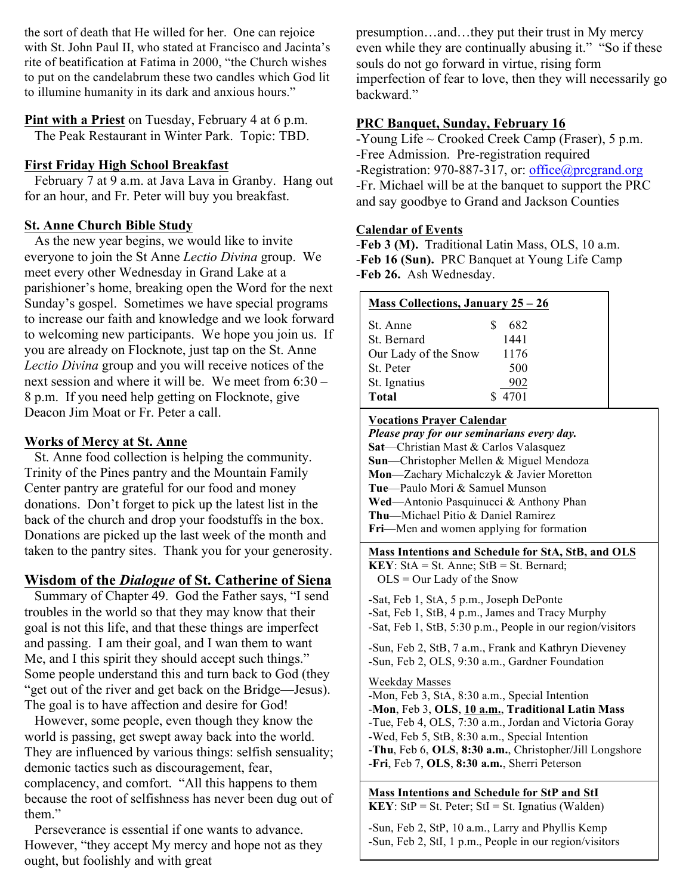the sort of death that He willed for her. One can rejoice with St. John Paul II, who stated at Francisco and Jacinta's rite of beatification at Fatima in 2000, "the Church wishes to put on the candelabrum these two candles which God lit to illumine humanity in its dark and anxious hours."

**Pint with a Priest** on Tuesday, February 4 at 6 p.m. The Peak Restaurant in Winter Park. Topic: TBD.

**First Friday High School Breakfast**

February 7 at 9 a.m. at Java Lava in Granby. Hang out for an hour, and Fr. Peter will buy you breakfast.

**St. Anne Church Bible Study**

As the new year begins, we would like to invite everyone to join the St Anne *Lectio Divina* group. We meet every other Wednesday in Grand Lake at a parishioner's home, breaking open the Word for the next Sunday's gospel. Sometimes we have special programs to increase our faith and knowledge and we look forward to welcoming new participants. We hope you join us. If you are already on Flocknote, just tap on the St. Anne *Lectio Divina* group and you will receive notices of the next session and where it will be. We meet from 6:30 – 8 p.m. If you need help getting on Flocknote, give Deacon Jim Moat or Fr. Peter a call.

**Works of Mercy at St. Anne**

St. Anne food collection is helping the community. Trinity of the Pines pantry and the Mountain Family Center pantry are grateful for our food and money donations. Don't forget to pick up the latest list in the back of the church and drop your foodstuffs in the box. Donations are picked up the last week of the month and taken to the pantry sites. Thank you for your generosity.

## Wisdom of the *Dialogue* of St. Catherine of Siena

Summary of Chapter 49. God the Father says, "I send troubles in the world so that they may know that their goal is not this life, and that these things are imperfect and passing. I am their goal, and I wan them to want Me, and I this spirit they should accept such things." Some people understand this and turn back to God (they "get out of the river and get back on the Bridge—Jesus). The goal is to have affection and desire for God!

However, some people, even though they know the world is passing, get swept away back into the world. They are influenced by various things: selfish sensuality; demonic tactics such as discouragement, fear, complacency, and comfort. "All this happens to them because the root of selfishness has never been dug out of them."

Perseverance is essential if one wants to advance. However, "they accept My mercy and hope not as they ought, but foolishly and with great presumption…and…they put their trust in My mercy even while they are continually abusing it." "So if these souls do not go forward in virtue, rising form imperfection of fear to love, then they will necessarily go backward."

**PRC Banquet, Sunday, February 16**

-Young Life ~ Crooked Creek Camp (Fraser), 5 p.m.
-Free Admission. Pre-registration required
-Registration: 970-887-317, or: office@prcgrand.org
-Fr. Michael will be at the banquet to support the PRC and say goodbye to Grand and Jackson Counties

**Calendar of Events**

-**Feb 3 (M).** Traditional Latin Mass, OLS, 10 a.m.
-**Feb 16 (Sun).** PRC Banquet at Young Life Camp
-**Feb 26.** Ash Wednesday.

**Mass Collections, January 25 – 26**

| | |
|---|---|
| St. Anne | $ 682 |
| St. Bernard | 1441 |
| Our Lady of the Snow | 1176 |
| St. Peter | 500 |
| St. Ignatius | 902 |
| **Total** | $ 4701 |

**Vocations Prayer Calendar**

***Please pray for our seminarians every day.***

**Sat**—Christian Mast & Carlos Valasquez
**Sun**—Christopher Mellen & Miguel Mendoza
**Mon**—Zachary Michalczyk & Javier Moretton
**Tue**—Paulo Mori & Samuel Munson
**Wed**—Antonio Pasquinucci & Anthony Phan
**Thu**—Michael Pitio & Daniel Ramirez
**Fri**—Men and women applying for formation

**Mass Intentions and Schedule for StA, StB, and OLS**

**KEY**: StA = St. Anne; StB = St. Bernard; OLS = Our Lady of the Snow

-Sat, Feb 1, StA, 5 p.m., Joseph DePonte
-Sat, Feb 1, StB, 4 p.m., James and Tracy Murphy
-Sat, Feb 1, StB, 5:30 p.m., People in our region/visitors

-Sun, Feb 2, StB, 7 a.m., Frank and Kathryn Dieveney
-Sun, Feb 2, OLS, 9:30 a.m., Gardner Foundation

Weekday Masses
-Mon, Feb 3, StA, 8:30 a.m., Special Intention
-**Mon**, Feb 3, **OLS**, **10 a.m.**, **Traditional Latin Mass**
-Tue, Feb 4, OLS, 7:30 a.m., Jordan and Victoria Goray
-Wed, Feb 5, StB, 8:30 a.m., Special Intention
-**Thu**, Feb 6, **OLS**, **8:30 a.m.**, Christopher/Jill Longshore
-**Fri**, Feb 7, **OLS**, **8:30 a.m.**, Sherri Peterson

**Mass Intentions and Schedule for StP and StI**

**KEY**: StP = St. Peter; StI = St. Ignatius (Walden)

-Sun, Feb 2, StP, 10 a.m., Larry and Phyllis Kemp
-Sun, Feb 2, StI, 1 p.m., People in our region/visitors